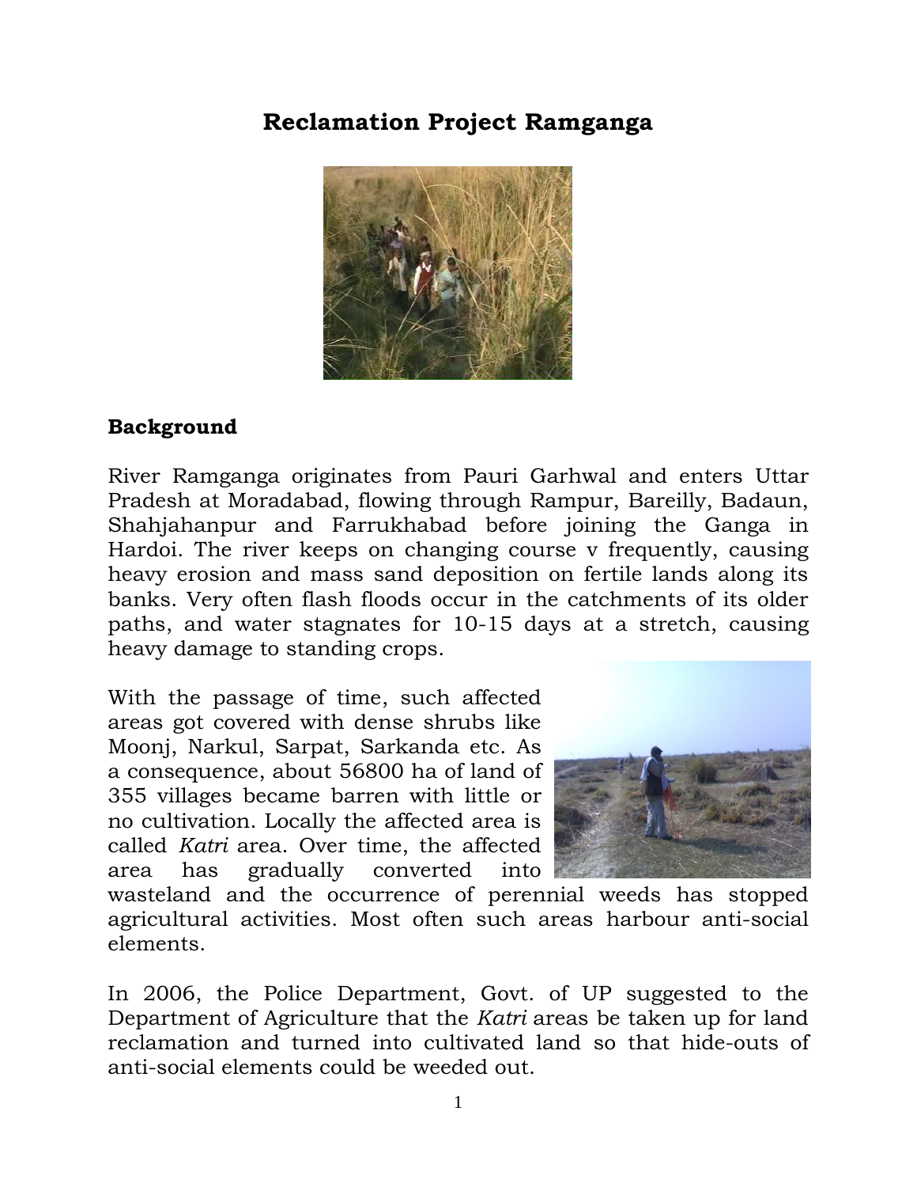# Reclamation Project Ramganga

## Background

River Ramganga originates from Pauri Garhwal and enters Uttar Pradesh at Moradabad, flowing through Rampur, Bareilly, Badaun, Shahjahanpur and Farrukhabad before joining the Ganga in Hardoi. The river keeps on changing course v frequently, causing heavy erosion and mass sand deposition on fertile lands along its banks. Very often flash floods occur in the catchments of its older paths, and water stagnates for 10-15 days at a stretch, causing heavy damage to standing crops.

With the passage of time, such affected areas got covered with dense shrubs like Moonj, Narkul, Sarpat, Sarkanda etc. As a consequence, about 56800 ha of land of 355 villages became barren with little or no cultivation. Locally the affected area is called *Katri* area. Over time, the affected area has gradually converted into wasteland and the occurrence of perennial weeds has stopped agricultural activities. Most often such areas harbour anti-social elements.

In 2006, the Police Department, Govt. of UP suggested to the Department of Agriculture that the *Katri* areas be taken up for land reclamation and turned into cultivated land so that hide-outs of anti-social elements could be weeded out.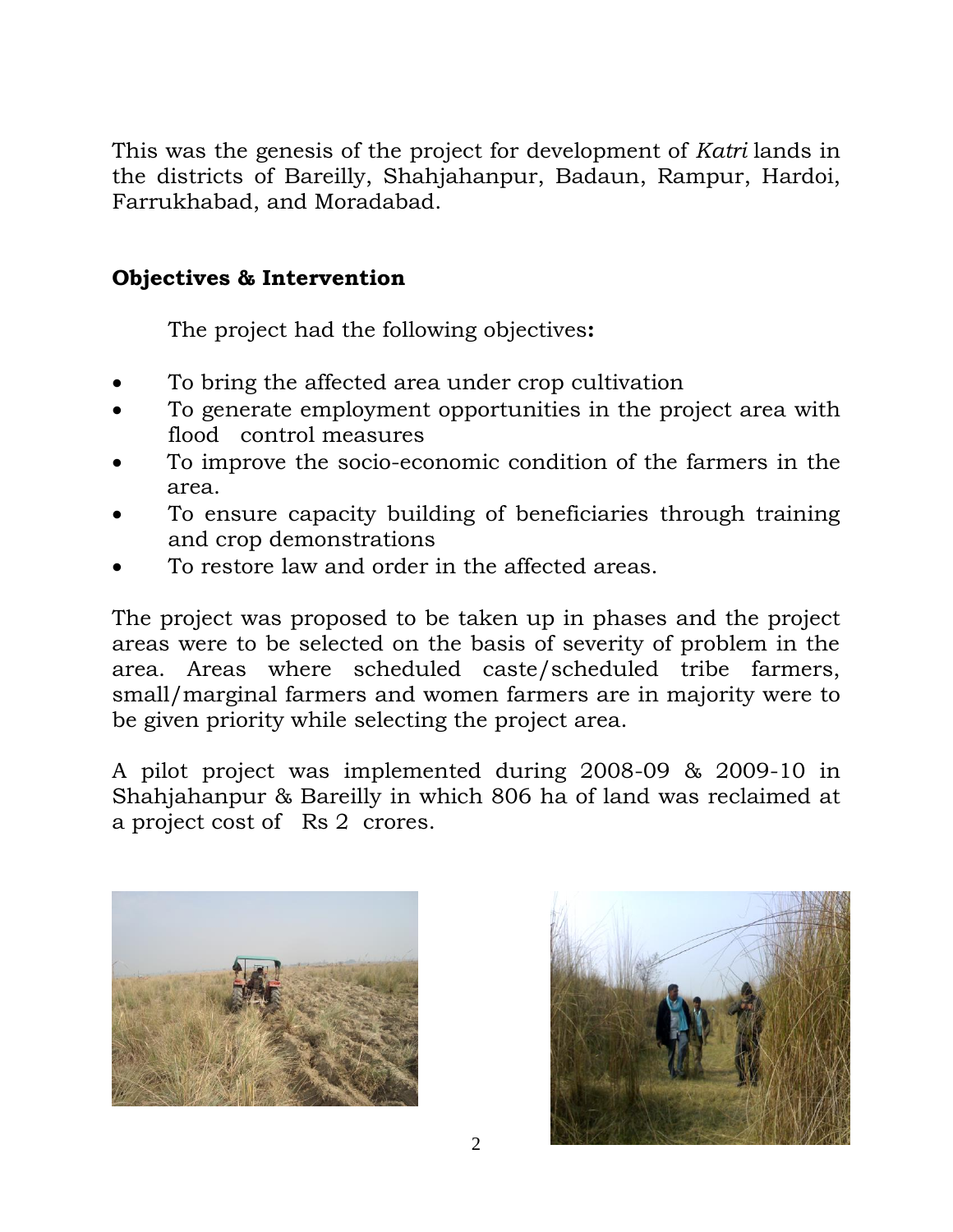This was the genesis of the project for development of *Katri* lands in the districts of Bareilly, Shahjahanpur, Badaun, Rampur, Hardoi, Farrukhabad, and Moradabad.

## Objectives & Intervention

The project had the following objectives**:**

- To bring the affected area under crop cultivation
- To generate employment opportunities in the project area with flood control measures
- To improve the socio-economic condition of the farmers in the area.
- To ensure capacity building of beneficiaries through training and crop demonstrations
- To restore law and order in the affected areas.

The project was proposed to be taken up in phases and the project areas were to be selected on the basis of severity of problem in the area. Areas where scheduled caste/scheduled tribe farmers, small/marginal farmers and women farmers are in majority were to be given priority while selecting the project area.

A pilot project was implemented during 2008-09 & 2009-10 in Shahjahanpur & Bareilly in which 806 ha of land was reclaimed at a project cost of Rs 2 crores.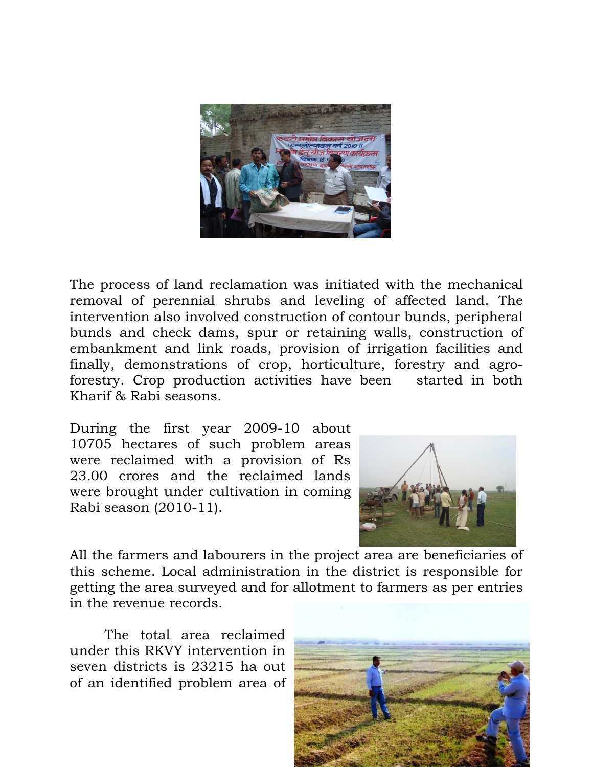The process of land reclamation was initiated with the mechanical removal of perennial shrubs and leveling of affected land. The intervention also involved construction of contour bunds, peripheral bunds and check dams, spur or retaining walls, construction of embankment and link roads, provision of irrigation facilities and finally, demonstrations of crop, horticulture, forestry and agro-forestry. Crop production activities have been started in both Kharif & Rabi seasons.

During the first year 2009-10 about 10705 hectares of such problem areas were reclaimed with a provision of Rs 23.00 crores and the reclaimed lands were brought under cultivation in coming Rabi season (2010-11).

All the farmers and labourers in the project area are beneficiaries of this scheme. Local administration in the district is responsible for getting the area surveyed and for allotment to farmers as per entries in the revenue records.

The total area reclaimed under this RKVY intervention in seven districts is 23215 ha out of an identified problem area of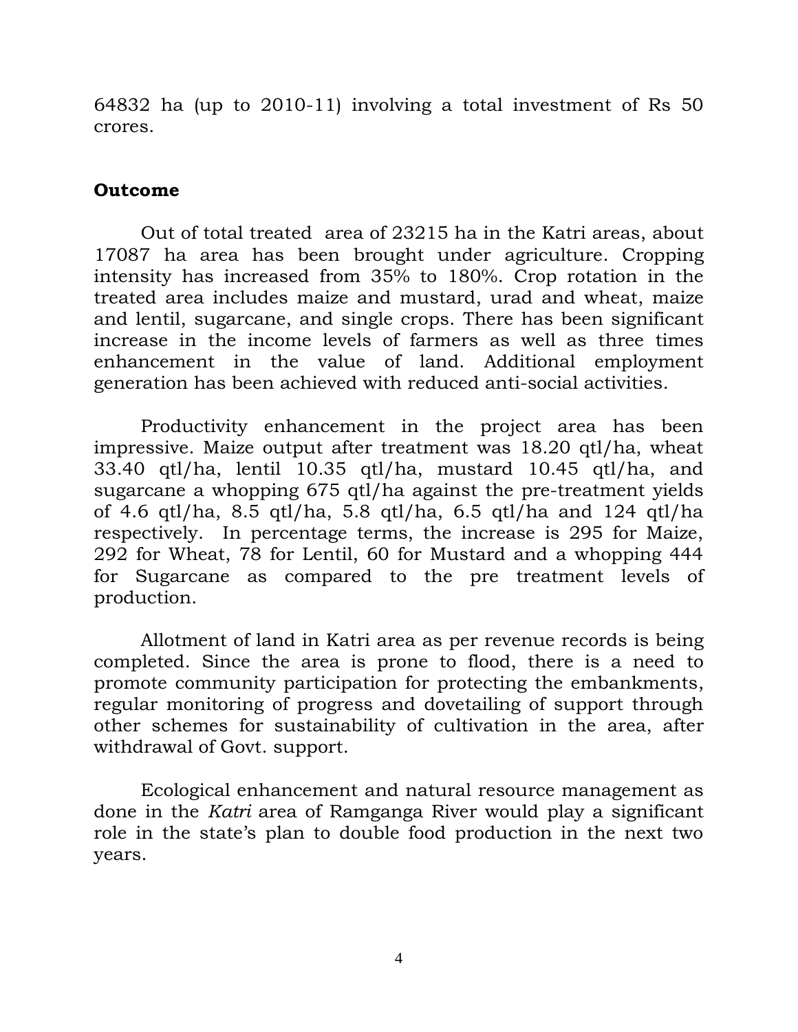64832 ha (up to 2010-11) involving a total investment of Rs 50 crores.

## Outcome

Out of total treated area of 23215 ha in the Katri areas, about 17087 ha area has been brought under agriculture. Cropping intensity has increased from 35% to 180%. Crop rotation in the treated area includes maize and mustard, urad and wheat, maize and lentil, sugarcane, and single crops. There has been significant increase in the income levels of farmers as well as three times enhancement in the value of land. Additional employment generation has been achieved with reduced anti-social activities.

Productivity enhancement in the project area has been impressive. Maize output after treatment was 18.20 qtl/ha, wheat 33.40 qtl/ha, lentil 10.35 qtl/ha, mustard 10.45 qtl/ha, and sugarcane a whopping 675 qtl/ha against the pre-treatment yields of 4.6 qtl/ha, 8.5 qtl/ha, 5.8 qtl/ha, 6.5 qtl/ha and 124 qtl/ha respectively. In percentage terms, the increase is 295 for Maize, 292 for Wheat, 78 for Lentil, 60 for Mustard and a whopping 444 for Sugarcane as compared to the pre treatment levels of production.

Allotment of land in Katri area as per revenue records is being completed. Since the area is prone to flood, there is a need to promote community participation for protecting the embankments, regular monitoring of progress and dovetailing of support through other schemes for sustainability of cultivation in the area, after withdrawal of Govt. support.

Ecological enhancement and natural resource management as done in the *Katri* area of Ramganga River would play a significant role in the state's plan to double food production in the next two years.